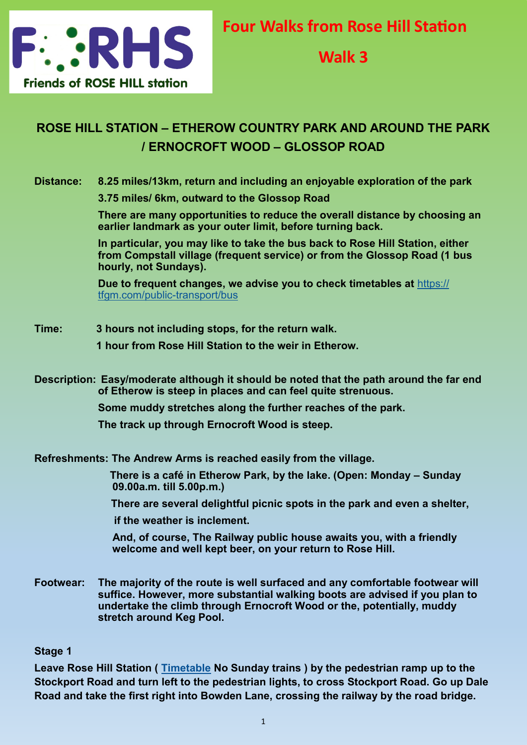F RHS
Friends of ROSE HILL station

# Four Walks from Rose Hill Station

## Walk 3

## ROSE HILL STATION – ETHEROW COUNTRY PARK AND AROUND THE PARK / ERNOCROFT WOOD – GLOSSOP ROAD

**Distance:** **8.25 miles/13km, return and including an enjoyable exploration of the park**

**3.75 miles/ 6km, outward to the Glossop Road**

**There are many opportunities to reduce the overall distance by choosing an earlier landmark as your outer limit, before turning back.**

**In particular, you may like to take the bus back to Rose Hill Station, either from Compstall village (frequent service) or from the Glossop Road (1 bus hourly, not Sundays).**

**Due to frequent changes, we advise you to check timetables at** https://tfgm.com/public-transport/bus

**Time:** **3 hours not including stops, for the return walk.**

**1 hour from Rose Hill Station to the weir in Etherow.**

**Description:** **Easy/moderate although it should be noted that the path around the far end of Etherow is steep in places and can feel quite strenuous.**

**Some muddy stretches along the further reaches of the park.**

**The track up through Ernocroft Wood is steep.**

**Refreshments:** **The Andrew Arms is reached easily from the village.**

**There is a café in Etherow Park, by the lake. (Open: Monday – Sunday 09.00a.m. till 5.00p.m.)**

**There are several delightful picnic spots in the park and even a shelter, if the weather is inclement.**

**And, of course, The Railway public house awaits you, with a friendly welcome and well kept beer, on your return to Rose Hill.**

**Footwear:** **The majority of the route is well surfaced and any comfortable footwear will suffice. However, more substantial walking boots are advised if you plan to undertake the climb through Ernocroft Wood or the, potentially, muddy stretch around Keg Pool.**

**Stage 1**

**Leave Rose Hill Station ( Timetable No Sunday trains ) by the pedestrian ramp up to the Stockport Road and turn left to the pedestrian lights, to cross Stockport Road. Go up Dale Road and take the first right into Bowden Lane, crossing the railway by the road bridge.**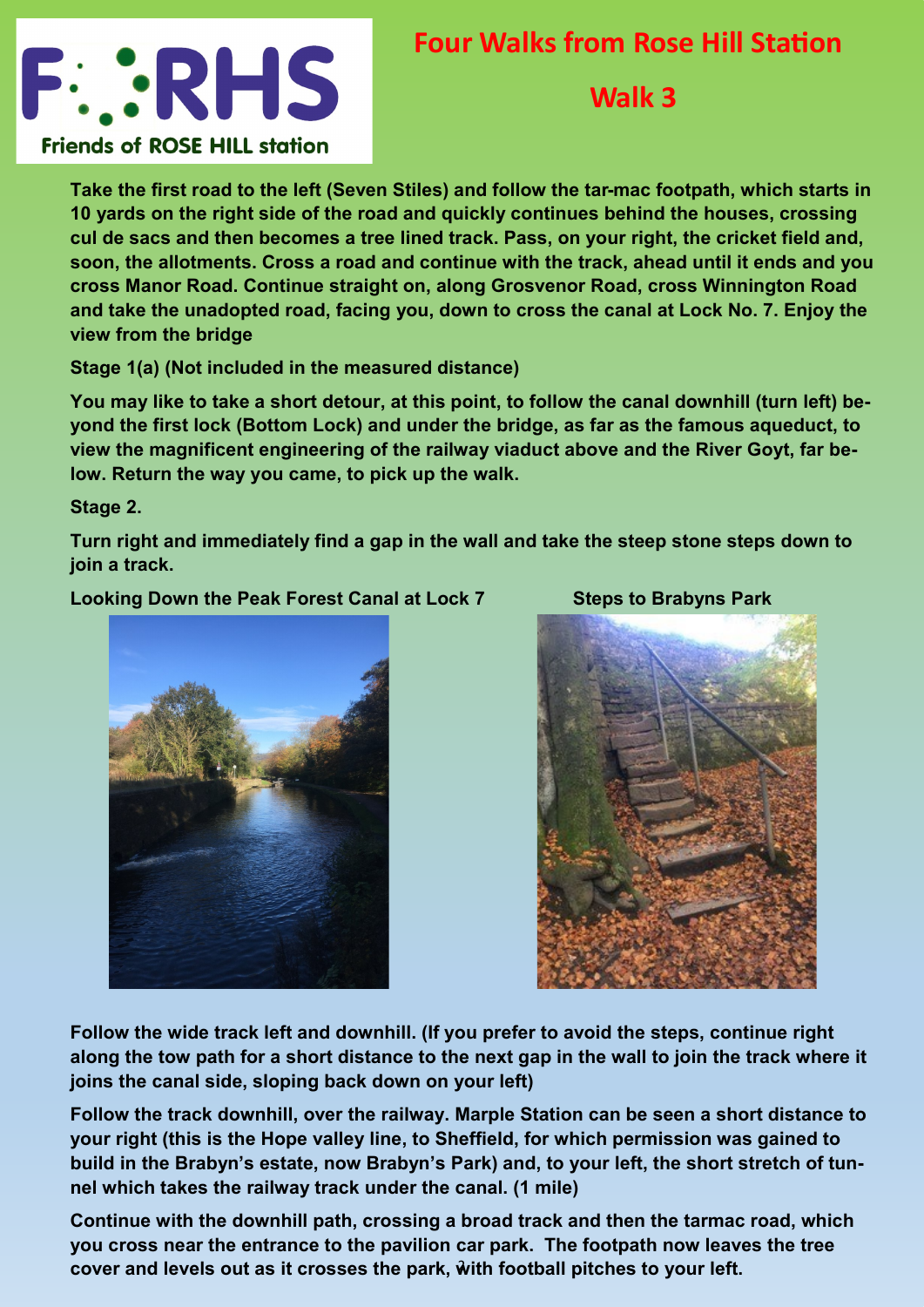# Four Walks from Rose Hill Station

## Walk 3

Friends of ROSE HILL station

**Take the first road to the left (Seven Stiles) and follow the tar-mac footpath, which starts in 10 yards on the right side of the road and quickly continues behind the houses, crossing cul de sacs and then becomes a tree lined track. Pass, on your right, the cricket field and, soon, the allotments. Cross a road and continue with the track, ahead until it ends and you cross Manor Road. Continue straight on, along Grosvenor Road, cross Winnington Road and take the unadopted road, facing you, down to cross the canal at Lock No. 7. Enjoy the view from the bridge**

**Stage 1(a) (Not included in the measured distance)**

**You may like to take a short detour, at this point, to follow the canal downhill (turn left) beyond the first lock (Bottom Lock) and under the bridge, as far as the famous aqueduct, to view the magnificent engineering of the railway viaduct above and the River Goyt, far below. Return the way you came, to pick up the walk.**

**Stage 2.**

**Turn right and immediately find a gap in the wall and take the steep stone steps down to join a track.**

**Looking Down the Peak Forest Canal at Lock 7**

**Steps to Brabyns Park**

**Follow the wide track left and downhill. (If you prefer to avoid the steps, continue right along the tow path for a short distance to the next gap in the wall to join the track where it joins the canal side, sloping back down on your left)**

**Follow the track downhill, over the railway. Marple Station can be seen a short distance to your right (this is the Hope valley line, to Sheffield, for which permission was gained to build in the Brabyn's estate, now Brabyn's Park) and, to your left, the short stretch of tunnel which takes the railway track under the canal. (1 mile)**

**Continue with the downhill path, crossing a broad track and then the tarmac road, which you cross near the entrance to the pavilion car park. The footpath now leaves the tree cover and levels out as it crosses the park, with football pitches to your left.**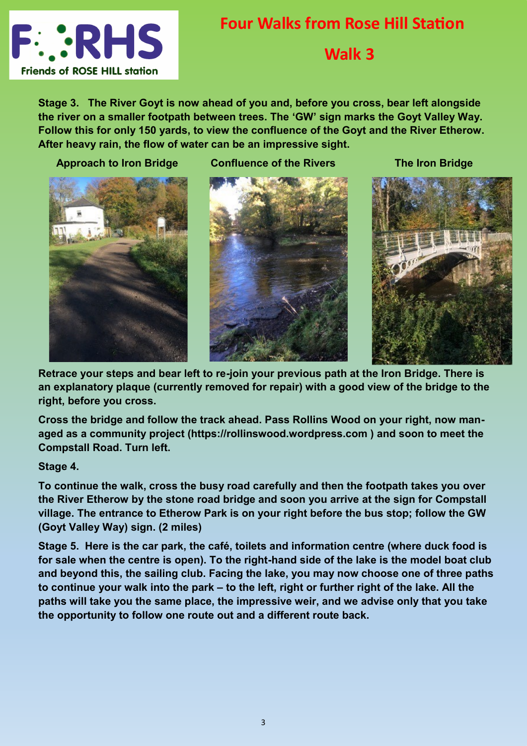# Four Walks from Rose Hill Station

## Walk 3

**Stage 3. The River Goyt is now ahead of you and, before you cross, bear left alongside the river on a smaller footpath between trees. The 'GW' sign marks the Goyt Valley Way. Follow this for only 150 yards, to view the confluence of the Goyt and the River Etherow. After heavy rain, the flow of water can be an impressive sight.**

**Approach to Iron Bridge**

**Confluence of the Rivers**

**The Iron Bridge**

**Retrace your steps and bear left to re-join your previous path at the Iron Bridge. There is an explanatory plaque (currently removed for repair) with a good view of the bridge to the right, before you cross.**

**Cross the bridge and follow the track ahead. Pass Rollins Wood on your right, now managed as a community project (https://rollinswood.wordpress.com ) and soon to meet the Compstall Road. Turn left.**

**Stage 4.**

**To continue the walk, cross the busy road carefully and then the footpath takes you over the River Etherow by the stone road bridge and soon you arrive at the sign for Compstall village. The entrance to Etherow Park is on your right before the bus stop; follow the GW (Goyt Valley Way) sign. (2 miles)**

**Stage 5. Here is the car park, the café, toilets and information centre (where duck food is for sale when the centre is open). To the right-hand side of the lake is the model boat club and beyond this, the sailing club. Facing the lake, you may now choose one of three paths to continue your walk into the park – to the left, right or further right of the lake. All the paths will take you the same place, the impressive weir, and we advise only that you take the opportunity to follow one route out and a different route back.**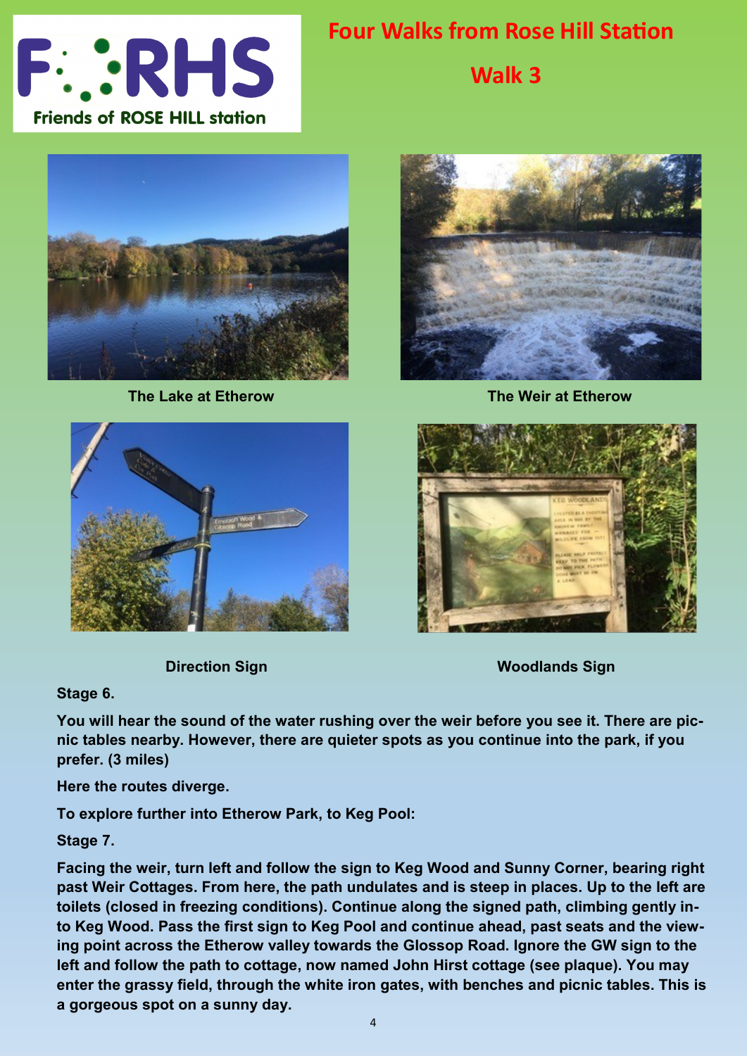# Four Walks from Rose Hill Station

## Walk 3

The Lake at Etherow

The Weir at Etherow

Direction Sign

Woodlands Sign

**Stage 6.**

**You will hear the sound of the water rushing over the weir before you see it. There are picnic tables nearby. However, there are quieter spots as you continue into the park, if you prefer. (3 miles)**

**Here the routes diverge.**

**To explore further into Etherow Park, to Keg Pool:**

**Stage 7.**

**Facing the weir, turn left and follow the sign to Keg Wood and Sunny Corner, bearing right past Weir Cottages. From here, the path undulates and is steep in places. Up to the left are toilets (closed in freezing conditions). Continue along the signed path, climbing gently into Keg Wood. Pass the first sign to Keg Pool and continue ahead, past seats and the viewing point across the Etherow valley towards the Glossop Road. Ignore the GW sign to the left and follow the path to cottage, now named John Hirst cottage (see plaque). You may enter the grassy field, through the white iron gates, with benches and picnic tables. This is a gorgeous spot on a sunny day.**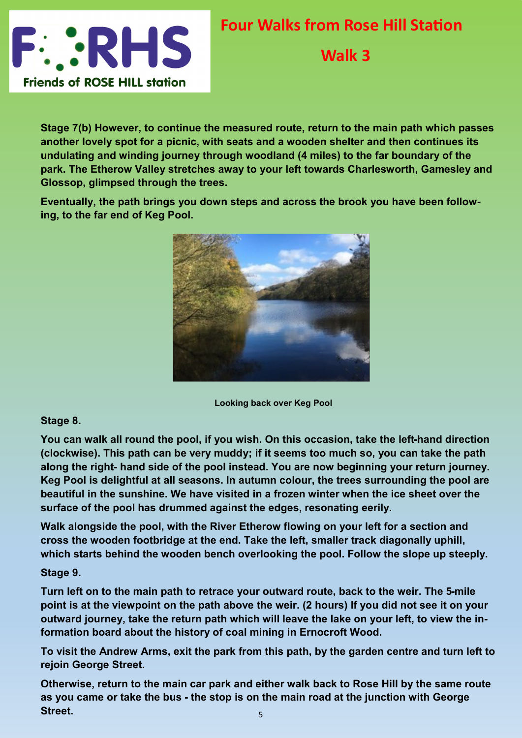# Four Walks from Rose Hill Station

## Walk 3

**Stage 7(b) However, to continue the measured route, return to the main path which passes another lovely spot for a picnic, with seats and a wooden shelter and then continues its undulating and winding journey through woodland (4 miles) to the far boundary of the park. The Etherow Valley stretches away to your left towards Charlesworth, Gamesley and Glossop, glimpsed through the trees.**

**Eventually, the path brings you down steps and across the brook you have been following, to the far end of Keg Pool.**

**Looking back over Keg Pool**

**Stage 8.**

**You can walk all round the pool, if you wish. On this occasion, take the left-hand direction (clockwise). This path can be very muddy; if it seems too much so, you can take the path along the right- hand side of the pool instead. You are now beginning your return journey. Keg Pool is delightful at all seasons. In autumn colour, the trees surrounding the pool are beautiful in the sunshine. We have visited in a frozen winter when the ice sheet over the surface of the pool has drummed against the edges, resonating eerily.**

**Walk alongside the pool, with the River Etherow flowing on your left for a section and cross the wooden footbridge at the end. Take the left, smaller track diagonally uphill, which starts behind the wooden bench overlooking the pool. Follow the slope up steeply.**

**Stage 9.**

**Turn left on to the main path to retrace your outward route, back to the weir. The 5-mile point is at the viewpoint on the path above the weir. (2 hours) If you did not see it on your outward journey, take the return path which will leave the lake on your left, to view the information board about the history of coal mining in Ernocroft Wood.**

**To visit the Andrew Arms, exit the park from this path, by the garden centre and turn left to rejoin George Street.**

**Otherwise, return to the main car park and either walk back to Rose Hill by the same route as you came or take the bus - the stop is on the main road at the junction with George Street.**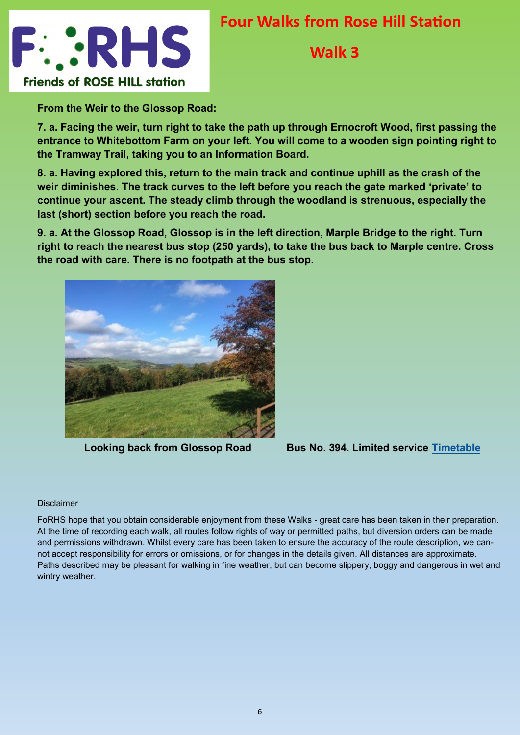# Four Walks from Rose Hill Station

## Walk 3

FoRHS
Friends of ROSE HILL station

**From the Weir to the Glossop Road:**

**7. a. Facing the weir, turn right to take the path up through Ernocroft Wood, first passing the entrance to Whitebottom Farm on your left. You will come to a wooden sign pointing right to the Tramway Trail, taking you to an Information Board.**

**8. a. Having explored this, return to the main track and continue uphill as the crash of the weir diminishes. The track curves to the left before you reach the gate marked 'private' to continue your ascent. The steady climb through the woodland is strenuous, especially the last (short) section before you reach the road.**

**9. a. At the Glossop Road, Glossop is in the left direction, Marple Bridge to the right. Turn right to reach the nearest bus stop (250 yards), to take the bus back to Marple centre. Cross the road with care. There is no footpath at the bus stop.**

**Looking back from Glossop Road**

**Bus No. 394. Limited service [Timetable]**

Disclaimer

FoRHS hope that you obtain considerable enjoyment from these Walks - great care has been taken in their preparation. At the time of recording each walk, all routes follow rights of way or permitted paths, but diversion orders can be made and permissions withdrawn. Whilst every care has been taken to ensure the accuracy of the route description, we cannot accept responsibility for errors or omissions, or for changes in the details given. All distances are approximate. Paths described may be pleasant for walking in fine weather, but can become slippery, boggy and dangerous in wet and wintry weather.